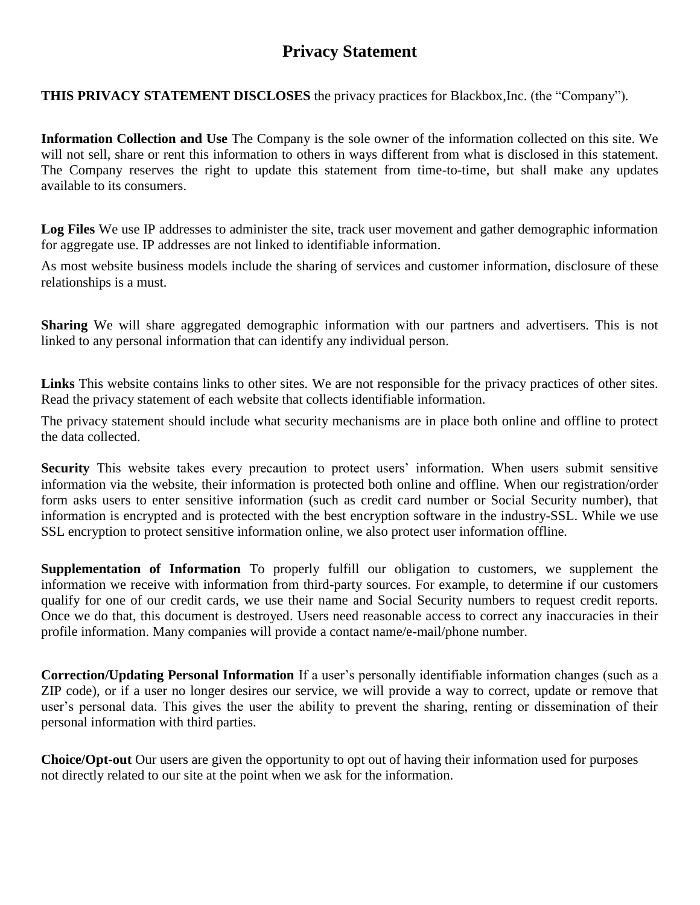# Privacy Statement

**THIS PRIVACY STATEMENT DISCLOSES** the privacy practices for Blackbox,Inc. (the "Company").

**Information Collection and Use** The Company is the sole owner of the information collected on this site. We will not sell, share or rent this information to others in ways different from what is disclosed in this statement. The Company reserves the right to update this statement from time-to-time, but shall make any updates available to its consumers.

**Log Files** We use IP addresses to administer the site, track user movement and gather demographic information for aggregate use. IP addresses are not linked to identifiable information.

As most website business models include the sharing of services and customer information, disclosure of these relationships is a must.

**Sharing** We will share aggregated demographic information with our partners and advertisers. This is not linked to any personal information that can identify any individual person.

**Links** This website contains links to other sites. We are not responsible for the privacy practices of other sites. Read the privacy statement of each website that collects identifiable information.

The privacy statement should include what security mechanisms are in place both online and offline to protect the data collected.

**Security** This website takes every precaution to protect users' information. When users submit sensitive information via the website, their information is protected both online and offline. When our registration/order form asks users to enter sensitive information (such as credit card number or Social Security number), that information is encrypted and is protected with the best encryption software in the industry-SSL. While we use SSL encryption to protect sensitive information online, we also protect user information offline.

**Supplementation of Information** To properly fulfill our obligation to customers, we supplement the information we receive with information from third-party sources. For example, to determine if our customers qualify for one of our credit cards, we use their name and Social Security numbers to request credit reports. Once we do that, this document is destroyed. Users need reasonable access to correct any inaccuracies in their profile information. Many companies will provide a contact name/e-mail/phone number.

**Correction/Updating Personal Information** If a user's personally identifiable information changes (such as a ZIP code), or if a user no longer desires our service, we will provide a way to correct, update or remove that user's personal data. This gives the user the ability to prevent the sharing, renting or dissemination of their personal information with third parties.

**Choice/Opt-out** Our users are given the opportunity to opt out of having their information used for purposes not directly related to our site at the point when we ask for the information.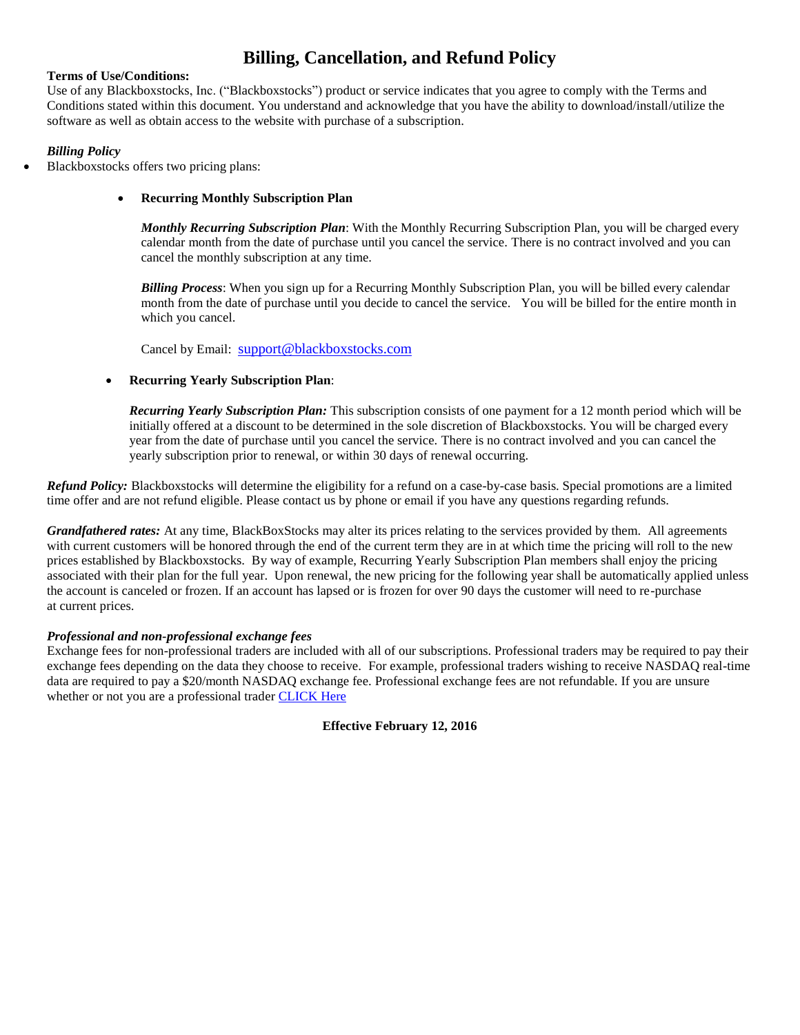# Billing, Cancellation, and Refund Policy

**Terms of Use/Conditions:**
Use of any Blackboxstocks, Inc. ("Blackboxstocks") product or service indicates that you agree to comply with the Terms and Conditions stated within this document. You understand and acknowledge that you have the ability to download/install/utilize the software as well as obtain access to the website with purchase of a subscription.

***Billing Policy***

- Blackboxstocks offers two pricing plans:

    - **Recurring Monthly Subscription Plan**

      ***Monthly Recurring Subscription Plan***: With the Monthly Recurring Subscription Plan, you will be charged every calendar month from the date of purchase until you cancel the service. There is no contract involved and you can cancel the monthly subscription at any time.

      ***Billing Process***: When you sign up for a Recurring Monthly Subscription Plan, you will be billed every calendar month from the date of purchase until you decide to cancel the service. You will be billed for the entire month in which you cancel.

      Cancel by Email: support@blackboxstocks.com

    - **Recurring Yearly Subscription Plan**:

      ***Recurring Yearly Subscription Plan:*** This subscription consists of one payment for a 12 month period which will be initially offered at a discount to be determined in the sole discretion of Blackboxstocks. You will be charged every year from the date of purchase until you cancel the service. There is no contract involved and you can cancel the yearly subscription prior to renewal, or within 30 days of renewal occurring.

***Refund Policy:*** Blackboxstocks will determine the eligibility for a refund on a case-by-case basis. Special promotions are a limited time offer and are not refund eligible. Please contact us by phone or email if you have any questions regarding refunds.

***Grandfathered rates:*** At any time, BlackBoxStocks may alter its prices relating to the services provided by them. All agreements with current customers will be honored through the end of the current term they are in at which time the pricing will roll to the new prices established by Blackboxstocks. By way of example, Recurring Yearly Subscription Plan members shall enjoy the pricing associated with their plan for the full year. Upon renewal, the new pricing for the following year shall be automatically applied unless the account is canceled or frozen. If an account has lapsed or is frozen for over 90 days the customer will need to re-purchase at current prices.

***Professional and non-professional exchange fees***
Exchange fees for non-professional traders are included with all of our subscriptions. Professional traders may be required to pay their exchange fees depending on the data they choose to receive. For example, professional traders wishing to receive NASDAQ real-time data are required to pay a $20/month NASDAQ exchange fee. Professional exchange fees are not refundable. If you are unsure whether or not you are a professional trader CLICK Here

**Effective February 12, 2016**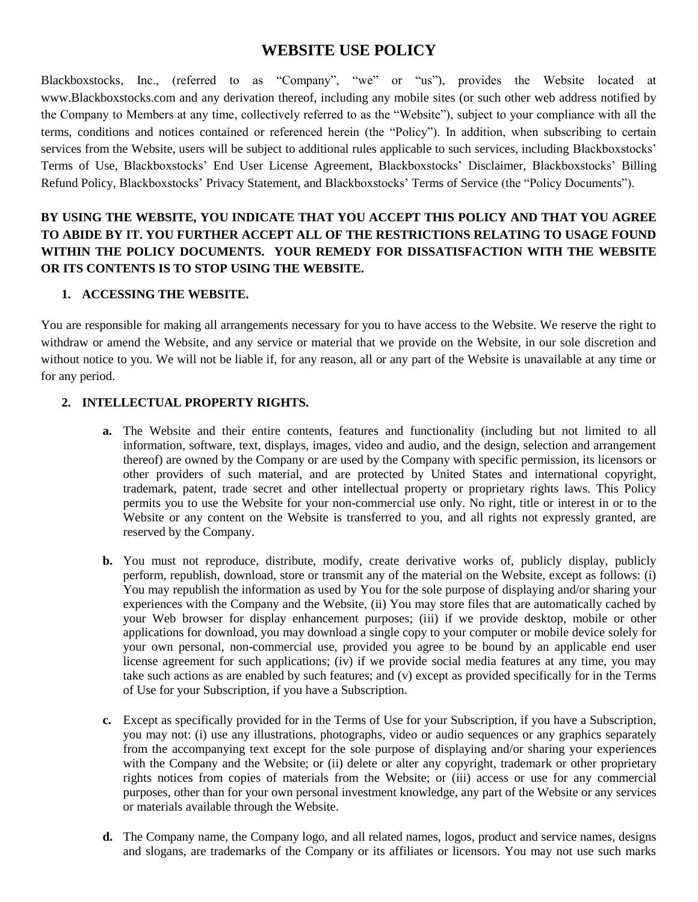# WEBSITE USE POLICY

Blackboxstocks, Inc., (referred to as "Company", "we" or "us"), provides the Website located at www.Blackboxstocks.com and any derivation thereof, including any mobile sites (or such other web address notified by the Company to Members at any time, collectively referred to as the "Website"), subject to your compliance with all the terms, conditions and notices contained or referenced herein (the "Policy"). In addition, when subscribing to certain services from the Website, users will be subject to additional rules applicable to such services, including Blackboxstocks' Terms of Use, Blackboxstocks' End User License Agreement, Blackboxstocks' Disclaimer, Blackboxstocks' Billing Refund Policy, Blackboxstocks' Privacy Statement, and Blackboxstocks' Terms of Service (the "Policy Documents").

**BY USING THE WEBSITE, YOU INDICATE THAT YOU ACCEPT THIS POLICY AND THAT YOU AGREE TO ABIDE BY IT. YOU FURTHER ACCEPT ALL OF THE RESTRICTIONS RELATING TO USAGE FOUND WITHIN THE POLICY DOCUMENTS. YOUR REMEDY FOR DISSATISFACTION WITH THE WEBSITE OR ITS CONTENTS IS TO STOP USING THE WEBSITE.**

## 1. ACCESSING THE WEBSITE.

You are responsible for making all arrangements necessary for you to have access to the Website. We reserve the right to withdraw or amend the Website, and any service or material that we provide on the Website, in our sole discretion and without notice to you. We will not be liable if, for any reason, all or any part of the Website is unavailable at any time or for any period.

## 2. INTELLECTUAL PROPERTY RIGHTS.

**a.** The Website and their entire contents, features and functionality (including but not limited to all information, software, text, displays, images, video and audio, and the design, selection and arrangement thereof) are owned by the Company or are used by the Company with specific permission, its licensors or other providers of such material, and are protected by United States and international copyright, trademark, patent, trade secret and other intellectual property or proprietary rights laws. This Policy permits you to use the Website for your non-commercial use only. No right, title or interest in or to the Website or any content on the Website is transferred to you, and all rights not expressly granted, are reserved by the Company.

**b.** You must not reproduce, distribute, modify, create derivative works of, publicly display, publicly perform, republish, download, store or transmit any of the material on the Website, except as follows: (i) You may republish the information as used by You for the sole purpose of displaying and/or sharing your experiences with the Company and the Website, (ii) You may store files that are automatically cached by your Web browser for display enhancement purposes; (iii) if we provide desktop, mobile or other applications for download, you may download a single copy to your computer or mobile device solely for your own personal, non-commercial use, provided you agree to be bound by an applicable end user license agreement for such applications; (iv) if we provide social media features at any time, you may take such actions as are enabled by such features; and (v) except as provided specifically for in the Terms of Use for your Subscription, if you have a Subscription.

**c.** Except as specifically provided for in the Terms of Use for your Subscription, if you have a Subscription, you may not: (i) use any illustrations, photographs, video or audio sequences or any graphics separately from the accompanying text except for the sole purpose of displaying and/or sharing your experiences with the Company and the Website; or (ii) delete or alter any copyright, trademark or other proprietary rights notices from copies of materials from the Website; or (iii) access or use for any commercial purposes, other than for your own personal investment knowledge, any part of the Website or any services or materials available through the Website.

**d.** The Company name, the Company logo, and all related names, logos, product and service names, designs and slogans, are trademarks of the Company or its affiliates or licensors. You may not use such marks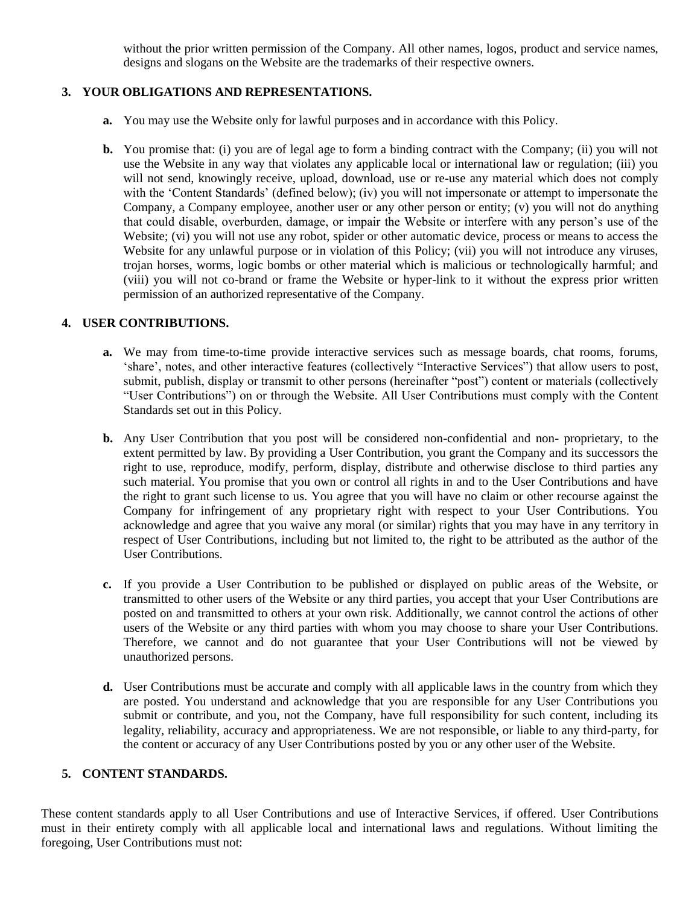without the prior written permission of the Company. All other names, logos, product and service names, designs and slogans on the Website are the trademarks of their respective owners.

## 3. YOUR OBLIGATIONS AND REPRESENTATIONS.

**a.** You may use the Website only for lawful purposes and in accordance with this Policy.

**b.** You promise that: (i) you are of legal age to form a binding contract with the Company; (ii) you will not use the Website in any way that violates any applicable local or international law or regulation; (iii) you will not send, knowingly receive, upload, download, use or re-use any material which does not comply with the 'Content Standards' (defined below); (iv) you will not impersonate or attempt to impersonate the Company, a Company employee, another user or any other person or entity; (v) you will not do anything that could disable, overburden, damage, or impair the Website or interfere with any person's use of the Website; (vi) you will not use any robot, spider or other automatic device, process or means to access the Website for any unlawful purpose or in violation of this Policy; (vii) you will not introduce any viruses, trojan horses, worms, logic bombs or other material which is malicious or technologically harmful; and (viii) you will not co-brand or frame the Website or hyper-link to it without the express prior written permission of an authorized representative of the Company.

## 4. USER CONTRIBUTIONS.

**a.** We may from time-to-time provide interactive services such as message boards, chat rooms, forums, 'share', notes, and other interactive features (collectively "Interactive Services") that allow users to post, submit, publish, display or transmit to other persons (hereinafter "post") content or materials (collectively "User Contributions") on or through the Website. All User Contributions must comply with the Content Standards set out in this Policy.

**b.** Any User Contribution that you post will be considered non-confidential and non- proprietary, to the extent permitted by law. By providing a User Contribution, you grant the Company and its successors the right to use, reproduce, modify, perform, display, distribute and otherwise disclose to third parties any such material. You promise that you own or control all rights in and to the User Contributions and have the right to grant such license to us. You agree that you will have no claim or other recourse against the Company for infringement of any proprietary right with respect to your User Contributions. You acknowledge and agree that you waive any moral (or similar) rights that you may have in any territory in respect of User Contributions, including but not limited to, the right to be attributed as the author of the User Contributions.

**c.** If you provide a User Contribution to be published or displayed on public areas of the Website, or transmitted to other users of the Website or any third parties, you accept that your User Contributions are posted on and transmitted to others at your own risk. Additionally, we cannot control the actions of other users of the Website or any third parties with whom you may choose to share your User Contributions. Therefore, we cannot and do not guarantee that your User Contributions will not be viewed by unauthorized persons.

**d.** User Contributions must be accurate and comply with all applicable laws in the country from which they are posted. You understand and acknowledge that you are responsible for any User Contributions you submit or contribute, and you, not the Company, have full responsibility for such content, including its legality, reliability, accuracy and appropriateness. We are not responsible, or liable to any third-party, for the content or accuracy of any User Contributions posted by you or any other user of the Website.

## 5. CONTENT STANDARDS.

These content standards apply to all User Contributions and use of Interactive Services, if offered. User Contributions must in their entirety comply with all applicable local and international laws and regulations. Without limiting the foregoing, User Contributions must not: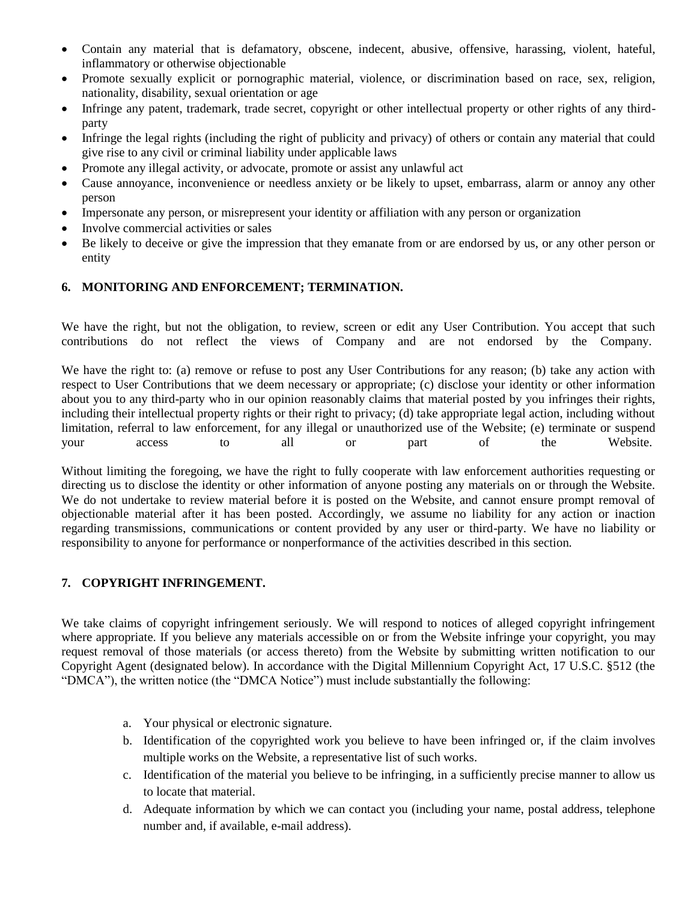- Contain any material that is defamatory, obscene, indecent, abusive, offensive, harassing, violent, hateful, inflammatory or otherwise objectionable
- Promote sexually explicit or pornographic material, violence, or discrimination based on race, sex, religion, nationality, disability, sexual orientation or age
- Infringe any patent, trademark, trade secret, copyright or other intellectual property or other rights of any third-party
- Infringe the legal rights (including the right of publicity and privacy) of others or contain any material that could give rise to any civil or criminal liability under applicable laws
- Promote any illegal activity, or advocate, promote or assist any unlawful act
- Cause annoyance, inconvenience or needless anxiety or be likely to upset, embarrass, alarm or annoy any other person
- Impersonate any person, or misrepresent your identity or affiliation with any person or organization
- Involve commercial activities or sales
- Be likely to deceive or give the impression that they emanate from or are endorsed by us, or any other person or entity

## 6. MONITORING AND ENFORCEMENT; TERMINATION.

We have the right, but not the obligation, to review, screen or edit any User Contribution. You accept that such contributions do not reflect the views of Company and are not endorsed by the Company.

We have the right to: (a) remove or refuse to post any User Contributions for any reason; (b) take any action with respect to User Contributions that we deem necessary or appropriate; (c) disclose your identity or other information about you to any third-party who in our opinion reasonably claims that material posted by you infringes their rights, including their intellectual property rights or their right to privacy; (d) take appropriate legal action, including without limitation, referral to law enforcement, for any illegal or unauthorized use of the Website; (e) terminate or suspend your access to all or part of the Website.

Without limiting the foregoing, we have the right to fully cooperate with law enforcement authorities requesting or directing us to disclose the identity or other information of anyone posting any materials on or through the Website. We do not undertake to review material before it is posted on the Website, and cannot ensure prompt removal of objectionable material after it has been posted. Accordingly, we assume no liability for any action or inaction regarding transmissions, communications or content provided by any user or third-party. We have no liability or responsibility to anyone for performance or nonperformance of the activities described in this section.

## 7. COPYRIGHT INFRINGEMENT.

We take claims of copyright infringement seriously. We will respond to notices of alleged copyright infringement where appropriate. If you believe any materials accessible on or from the Website infringe your copyright, you may request removal of those materials (or access thereto) from the Website by submitting written notification to our Copyright Agent (designated below). In accordance with the Digital Millennium Copyright Act, 17 U.S.C. §512 (the "DMCA"), the written notice (the "DMCA Notice") must include substantially the following:

a. Your physical or electronic signature.
b. Identification of the copyrighted work you believe to have been infringed or, if the claim involves multiple works on the Website, a representative list of such works.
c. Identification of the material you believe to be infringing, in a sufficiently precise manner to allow us to locate that material.
d. Adequate information by which we can contact you (including your name, postal address, telephone number and, if available, e-mail address).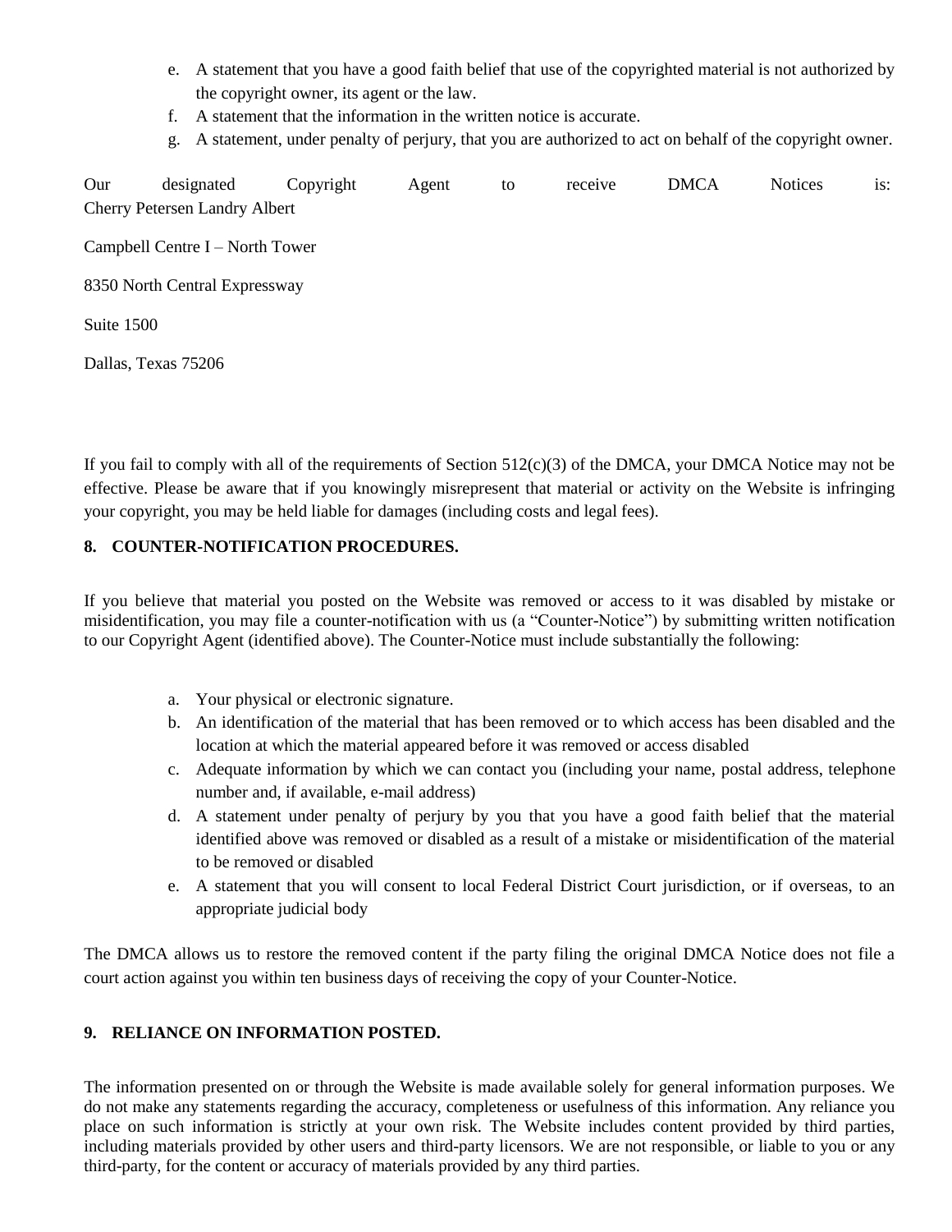e. A statement that you have a good faith belief that use of the copyrighted material is not authorized by the copyright owner, its agent or the law.
f. A statement that the information in the written notice is accurate.
g. A statement, under penalty of perjury, that you are authorized to act on behalf of the copyright owner.

Our designated Copyright Agent to receive DMCA Notices is:
Cherry Petersen Landry Albert

Campbell Centre I – North Tower

8350 North Central Expressway

Suite 1500

Dallas, Texas 75206

If you fail to comply with all of the requirements of Section 512(c)(3) of the DMCA, your DMCA Notice may not be effective. Please be aware that if you knowingly misrepresent that material or activity on the Website is infringing your copyright, you may be held liable for damages (including costs and legal fees).

**8. COUNTER-NOTIFICATION PROCEDURES.**

If you believe that material you posted on the Website was removed or access to it was disabled by mistake or misidentification, you may file a counter-notification with us (a "Counter-Notice") by submitting written notification to our Copyright Agent (identified above). The Counter-Notice must include substantially the following:

a. Your physical or electronic signature.
b. An identification of the material that has been removed or to which access has been disabled and the location at which the material appeared before it was removed or access disabled
c. Adequate information by which we can contact you (including your name, postal address, telephone number and, if available, e-mail address)
d. A statement under penalty of perjury by you that you have a good faith belief that the material identified above was removed or disabled as a result of a mistake or misidentification of the material to be removed or disabled
e. A statement that you will consent to local Federal District Court jurisdiction, or if overseas, to an appropriate judicial body

The DMCA allows us to restore the removed content if the party filing the original DMCA Notice does not file a court action against you within ten business days of receiving the copy of your Counter-Notice.

**9. RELIANCE ON INFORMATION POSTED.**

The information presented on or through the Website is made available solely for general information purposes. We do not make any statements regarding the accuracy, completeness or usefulness of this information. Any reliance you place on such information is strictly at your own risk. The Website includes content provided by third parties, including materials provided by other users and third-party licensors. We are not responsible, or liable to you or any third-party, for the content or accuracy of materials provided by any third parties.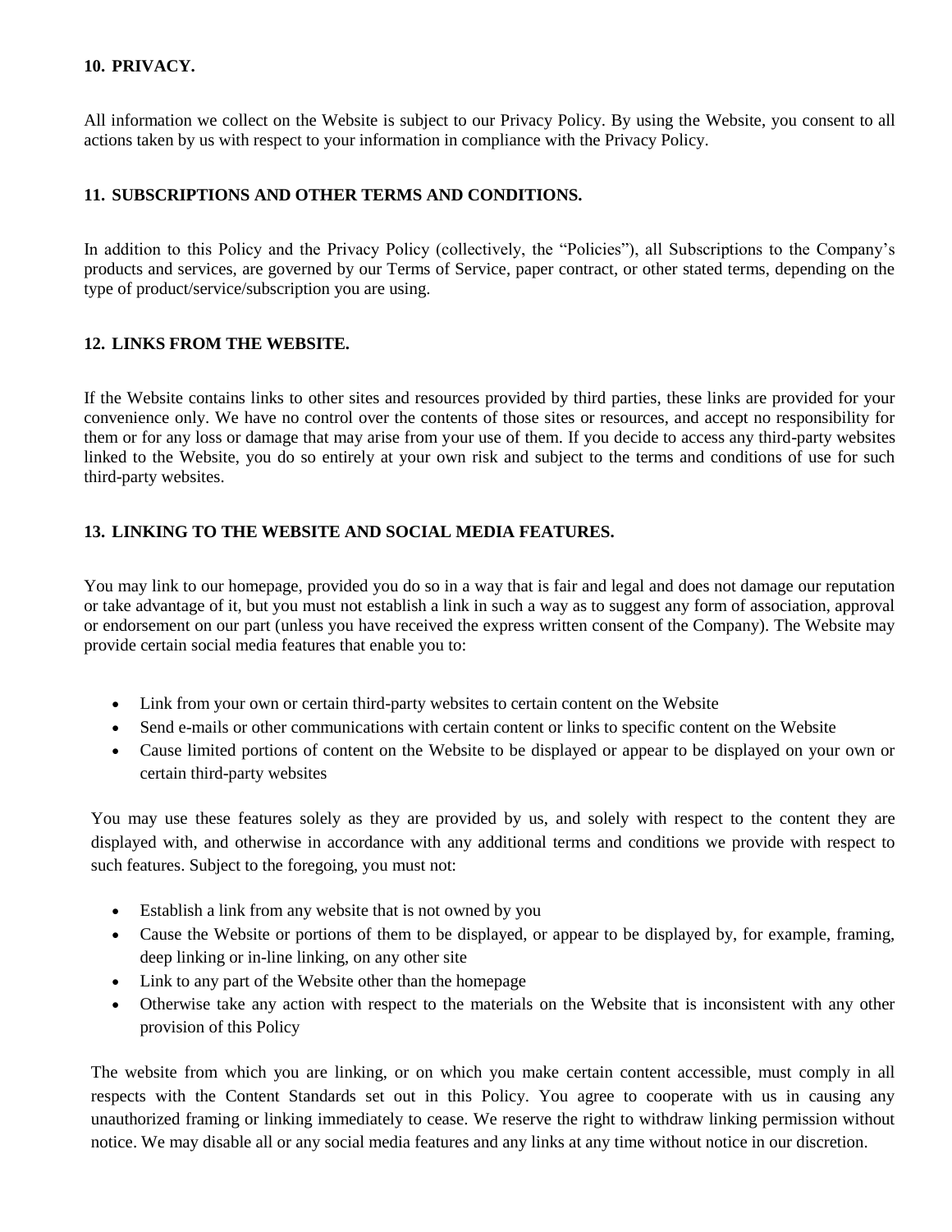### 10. PRIVACY.

All information we collect on the Website is subject to our Privacy Policy. By using the Website, you consent to all actions taken by us with respect to your information in compliance with the Privacy Policy.

### 11. SUBSCRIPTIONS AND OTHER TERMS AND CONDITIONS.

In addition to this Policy and the Privacy Policy (collectively, the "Policies"), all Subscriptions to the Company's products and services, are governed by our Terms of Service, paper contract, or other stated terms, depending on the type of product/service/subscription you are using.

### 12. LINKS FROM THE WEBSITE.

If the Website contains links to other sites and resources provided by third parties, these links are provided for your convenience only. We have no control over the contents of those sites or resources, and accept no responsibility for them or for any loss or damage that may arise from your use of them. If you decide to access any third-party websites linked to the Website, you do so entirely at your own risk and subject to the terms and conditions of use for such third-party websites.

### 13. LINKING TO THE WEBSITE AND SOCIAL MEDIA FEATURES.

You may link to our homepage, provided you do so in a way that is fair and legal and does not damage our reputation or take advantage of it, but you must not establish a link in such a way as to suggest any form of association, approval or endorsement on our part (unless you have received the express written consent of the Company). The Website may provide certain social media features that enable you to:

- Link from your own or certain third-party websites to certain content on the Website
- Send e-mails or other communications with certain content or links to specific content on the Website
- Cause limited portions of content on the Website to be displayed or appear to be displayed on your own or certain third-party websites

You may use these features solely as they are provided by us, and solely with respect to the content they are displayed with, and otherwise in accordance with any additional terms and conditions we provide with respect to such features. Subject to the foregoing, you must not:

- Establish a link from any website that is not owned by you
- Cause the Website or portions of them to be displayed, or appear to be displayed by, for example, framing, deep linking or in-line linking, on any other site
- Link to any part of the Website other than the homepage
- Otherwise take any action with respect to the materials on the Website that is inconsistent with any other provision of this Policy

The website from which you are linking, or on which you make certain content accessible, must comply in all respects with the Content Standards set out in this Policy. You agree to cooperate with us in causing any unauthorized framing or linking immediately to cease. We reserve the right to withdraw linking permission without notice. We may disable all or any social media features and any links at any time without notice in our discretion.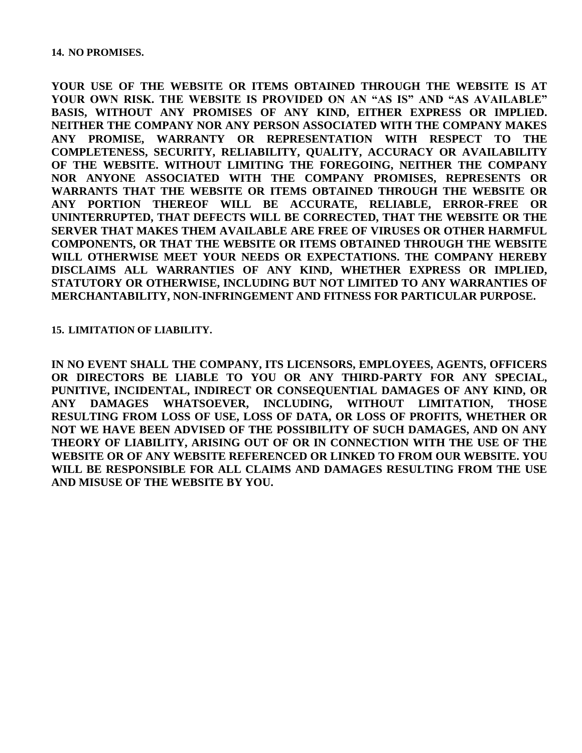**14. NO PROMISES.**

**YOUR USE OF THE WEBSITE OR ITEMS OBTAINED THROUGH THE WEBSITE IS AT YOUR OWN RISK. THE WEBSITE IS PROVIDED ON AN "AS IS" AND "AS AVAILABLE" BASIS, WITHOUT ANY PROMISES OF ANY KIND, EITHER EXPRESS OR IMPLIED. NEITHER THE COMPANY NOR ANY PERSON ASSOCIATED WITH THE COMPANY MAKES ANY PROMISE, WARRANTY OR REPRESENTATION WITH RESPECT TO THE COMPLETENESS, SECURITY, RELIABILITY, QUALITY, ACCURACY OR AVAILABILITY OF THE WEBSITE. WITHOUT LIMITING THE FOREGOING, NEITHER THE COMPANY NOR ANYONE ASSOCIATED WITH THE COMPANY PROMISES, REPRESENTS OR WARRANTS THAT THE WEBSITE OR ITEMS OBTAINED THROUGH THE WEBSITE OR ANY PORTION THEREOF WILL BE ACCURATE, RELIABLE, ERROR-FREE OR UNINTERRUPTED, THAT DEFECTS WILL BE CORRECTED, THAT THE WEBSITE OR THE SERVER THAT MAKES THEM AVAILABLE ARE FREE OF VIRUSES OR OTHER HARMFUL COMPONENTS, OR THAT THE WEBSITE OR ITEMS OBTAINED THROUGH THE WEBSITE WILL OTHERWISE MEET YOUR NEEDS OR EXPECTATIONS. THE COMPANY HEREBY DISCLAIMS ALL WARRANTIES OF ANY KIND, WHETHER EXPRESS OR IMPLIED, STATUTORY OR OTHERWISE, INCLUDING BUT NOT LIMITED TO ANY WARRANTIES OF MERCHANTABILITY, NON-INFRINGEMENT AND FITNESS FOR PARTICULAR PURPOSE.**

**15. LIMITATION OF LIABILITY.**

**IN NO EVENT SHALL THE COMPANY, ITS LICENSORS, EMPLOYEES, AGENTS, OFFICERS OR DIRECTORS BE LIABLE TO YOU OR ANY THIRD-PARTY FOR ANY SPECIAL, PUNITIVE, INCIDENTAL, INDIRECT OR CONSEQUENTIAL DAMAGES OF ANY KIND, OR ANY DAMAGES WHATSOEVER, INCLUDING, WITHOUT LIMITATION, THOSE RESULTING FROM LOSS OF USE, LOSS OF DATA, OR LOSS OF PROFITS, WHETHER OR NOT WE HAVE BEEN ADVISED OF THE POSSIBILITY OF SUCH DAMAGES, AND ON ANY THEORY OF LIABILITY, ARISING OUT OF OR IN CONNECTION WITH THE USE OF THE WEBSITE OR OF ANY WEBSITE REFERENCED OR LINKED TO FROM OUR WEBSITE. YOU WILL BE RESPONSIBLE FOR ALL CLAIMS AND DAMAGES RESULTING FROM THE USE AND MISUSE OF THE WEBSITE BY YOU.**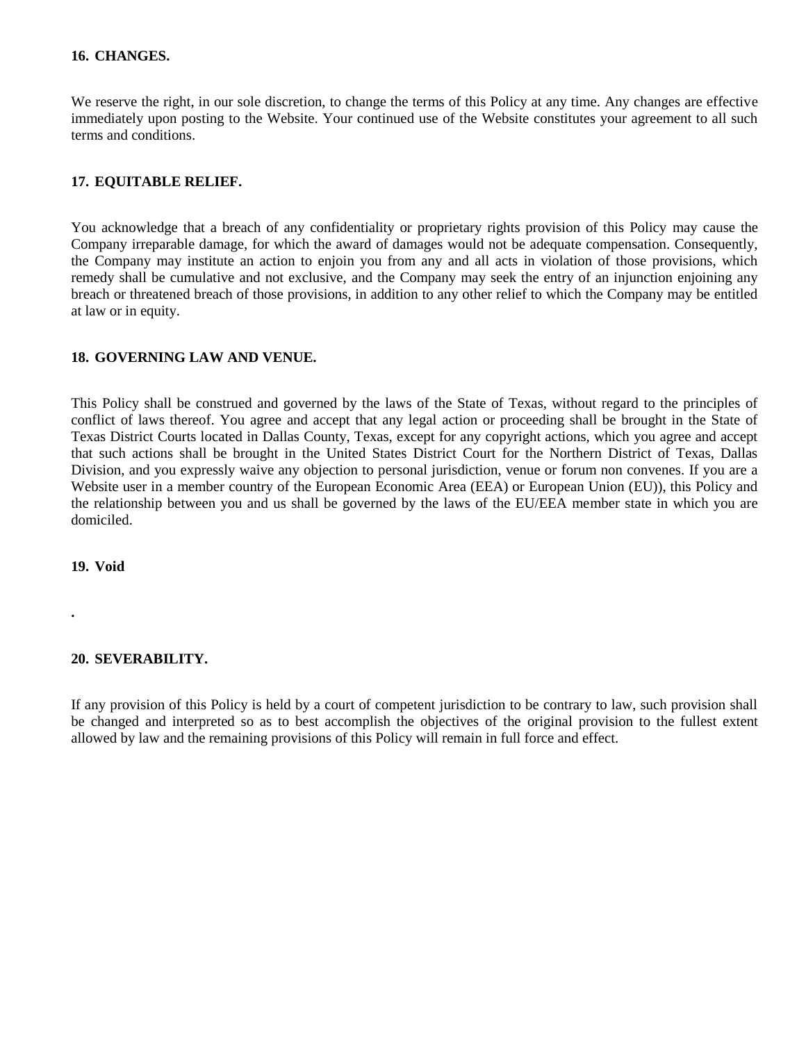**16. CHANGES.**

We reserve the right, in our sole discretion, to change the terms of this Policy at any time. Any changes are effective immediately upon posting to the Website. Your continued use of the Website constitutes your agreement to all such terms and conditions.

**17. EQUITABLE RELIEF.**

You acknowledge that a breach of any confidentiality or proprietary rights provision of this Policy may cause the Company irreparable damage, for which the award of damages would not be adequate compensation. Consequently, the Company may institute an action to enjoin you from any and all acts in violation of those provisions, which remedy shall be cumulative and not exclusive, and the Company may seek the entry of an injunction enjoining any breach or threatened breach of those provisions, in addition to any other relief to which the Company may be entitled at law or in equity.

**18. GOVERNING LAW AND VENUE.**

This Policy shall be construed and governed by the laws of the State of Texas, without regard to the principles of conflict of laws thereof. You agree and accept that any legal action or proceeding shall be brought in the State of Texas District Courts located in Dallas County, Texas, except for any copyright actions, which you agree and accept that such actions shall be brought in the United States District Court for the Northern District of Texas, Dallas Division, and you expressly waive any objection to personal jurisdiction, venue or forum non convenes. If you are a Website user in a member country of the European Economic Area (EEA) or European Union (EU)), this Policy and the relationship between you and us shall be governed by the laws of the EU/EEA member state in which you are domiciled.

**19. Void**

.

**20. SEVERABILITY.**

If any provision of this Policy is held by a court of competent jurisdiction to be contrary to law, such provision shall be changed and interpreted so as to best accomplish the objectives of the original provision to the fullest extent allowed by law and the remaining provisions of this Policy will remain in full force and effect.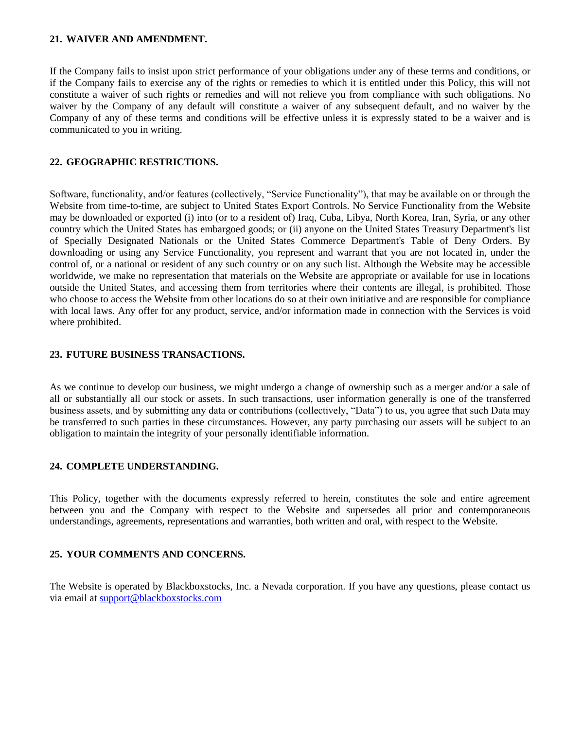## 21. WAIVER AND AMENDMENT.

If the Company fails to insist upon strict performance of your obligations under any of these terms and conditions, or if the Company fails to exercise any of the rights or remedies to which it is entitled under this Policy, this will not constitute a waiver of such rights or remedies and will not relieve you from compliance with such obligations. No waiver by the Company of any default will constitute a waiver of any subsequent default, and no waiver by the Company of any of these terms and conditions will be effective unless it is expressly stated to be a waiver and is communicated to you in writing.

## 22. GEOGRAPHIC RESTRICTIONS.

Software, functionality, and/or features (collectively, "Service Functionality"), that may be available on or through the Website from time-to-time, are subject to United States Export Controls. No Service Functionality from the Website may be downloaded or exported (i) into (or to a resident of) Iraq, Cuba, Libya, North Korea, Iran, Syria, or any other country which the United States has embargoed goods; or (ii) anyone on the United States Treasury Department's list of Specially Designated Nationals or the United States Commerce Department's Table of Deny Orders. By downloading or using any Service Functionality, you represent and warrant that you are not located in, under the control of, or a national or resident of any such country or on any such list. Although the Website may be accessible worldwide, we make no representation that materials on the Website are appropriate or available for use in locations outside the United States, and accessing them from territories where their contents are illegal, is prohibited. Those who choose to access the Website from other locations do so at their own initiative and are responsible for compliance with local laws. Any offer for any product, service, and/or information made in connection with the Services is void where prohibited.

## 23. FUTURE BUSINESS TRANSACTIONS.

As we continue to develop our business, we might undergo a change of ownership such as a merger and/or a sale of all or substantially all our stock or assets. In such transactions, user information generally is one of the transferred business assets, and by submitting any data or contributions (collectively, "Data") to us, you agree that such Data may be transferred to such parties in these circumstances. However, any party purchasing our assets will be subject to an obligation to maintain the integrity of your personally identifiable information.

## 24. COMPLETE UNDERSTANDING.

This Policy, together with the documents expressly referred to herein, constitutes the sole and entire agreement between you and the Company with respect to the Website and supersedes all prior and contemporaneous understandings, agreements, representations and warranties, both written and oral, with respect to the Website.

## 25. YOUR COMMENTS AND CONCERNS.

The Website is operated by Blackboxstocks, Inc. a Nevada corporation. If you have any questions, please contact us via email at support@blackboxstocks.com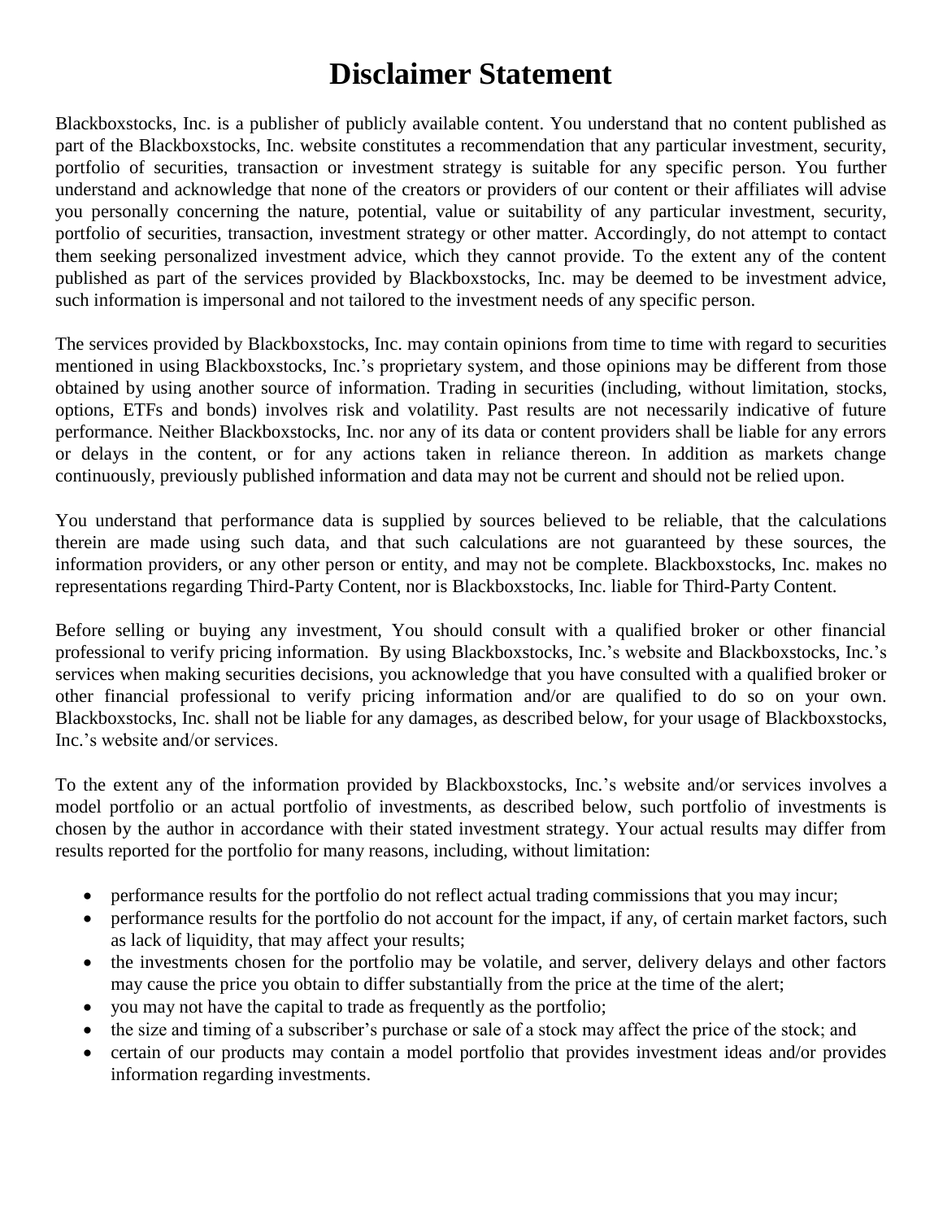# Disclaimer Statement

Blackboxstocks, Inc. is a publisher of publicly available content. You understand that no content published as part of the Blackboxstocks, Inc. website constitutes a recommendation that any particular investment, security, portfolio of securities, transaction or investment strategy is suitable for any specific person. You further understand and acknowledge that none of the creators or providers of our content or their affiliates will advise you personally concerning the nature, potential, value or suitability of any particular investment, security, portfolio of securities, transaction, investment strategy or other matter. Accordingly, do not attempt to contact them seeking personalized investment advice, which they cannot provide. To the extent any of the content published as part of the services provided by Blackboxstocks, Inc. may be deemed to be investment advice, such information is impersonal and not tailored to the investment needs of any specific person.

The services provided by Blackboxstocks, Inc. may contain opinions from time to time with regard to securities mentioned in using Blackboxstocks, Inc.'s proprietary system, and those opinions may be different from those obtained by using another source of information. Trading in securities (including, without limitation, stocks, options, ETFs and bonds) involves risk and volatility. Past results are not necessarily indicative of future performance. Neither Blackboxstocks, Inc. nor any of its data or content providers shall be liable for any errors or delays in the content, or for any actions taken in reliance thereon. In addition as markets change continuously, previously published information and data may not be current and should not be relied upon.

You understand that performance data is supplied by sources believed to be reliable, that the calculations therein are made using such data, and that such calculations are not guaranteed by these sources, the information providers, or any other person or entity, and may not be complete. Blackboxstocks, Inc. makes no representations regarding Third-Party Content, nor is Blackboxstocks, Inc. liable for Third-Party Content.

Before selling or buying any investment, You should consult with a qualified broker or other financial professional to verify pricing information. By using Blackboxstocks, Inc.'s website and Blackboxstocks, Inc.'s services when making securities decisions, you acknowledge that you have consulted with a qualified broker or other financial professional to verify pricing information and/or are qualified to do so on your own. Blackboxstocks, Inc. shall not be liable for any damages, as described below, for your usage of Blackboxstocks, Inc.'s website and/or services.

To the extent any of the information provided by Blackboxstocks, Inc.'s website and/or services involves a model portfolio or an actual portfolio of investments, as described below, such portfolio of investments is chosen by the author in accordance with their stated investment strategy. Your actual results may differ from results reported for the portfolio for many reasons, including, without limitation:

- performance results for the portfolio do not reflect actual trading commissions that you may incur;
- performance results for the portfolio do not account for the impact, if any, of certain market factors, such as lack of liquidity, that may affect your results;
- the investments chosen for the portfolio may be volatile, and server, delivery delays and other factors may cause the price you obtain to differ substantially from the price at the time of the alert;
- you may not have the capital to trade as frequently as the portfolio;
- the size and timing of a subscriber's purchase or sale of a stock may affect the price of the stock; and
- certain of our products may contain a model portfolio that provides investment ideas and/or provides information regarding investments.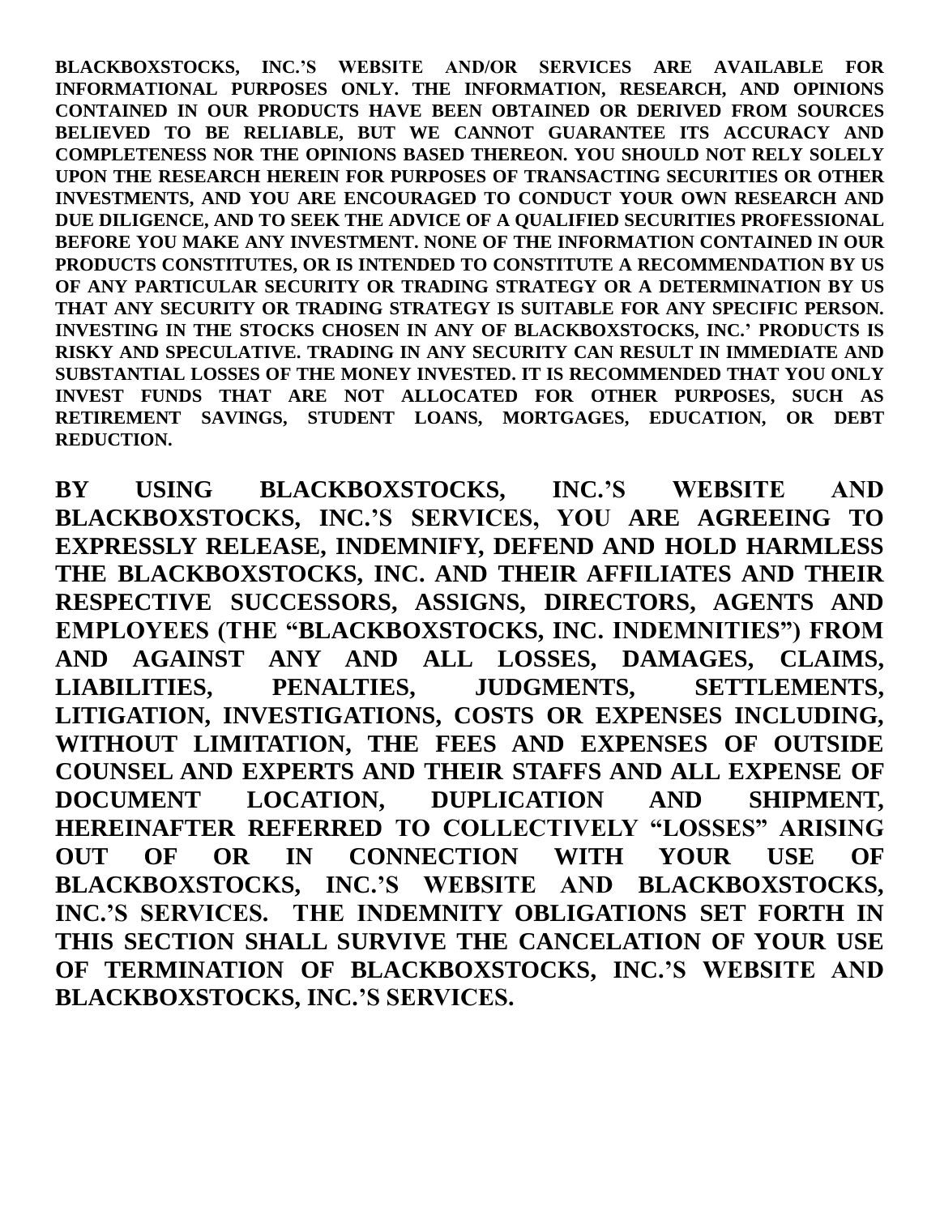**BLACKBOXSTOCKS, INC.'S WEBSITE AND/OR SERVICES ARE AVAILABLE FOR INFORMATIONAL PURPOSES ONLY. THE INFORMATION, RESEARCH, AND OPINIONS CONTAINED IN OUR PRODUCTS HAVE BEEN OBTAINED OR DERIVED FROM SOURCES BELIEVED TO BE RELIABLE, BUT WE CANNOT GUARANTEE ITS ACCURACY AND COMPLETENESS NOR THE OPINIONS BASED THEREON. YOU SHOULD NOT RELY SOLELY UPON THE RESEARCH HEREIN FOR PURPOSES OF TRANSACTING SECURITIES OR OTHER INVESTMENTS, AND YOU ARE ENCOURAGED TO CONDUCT YOUR OWN RESEARCH AND DUE DILIGENCE, AND TO SEEK THE ADVICE OF A QUALIFIED SECURITIES PROFESSIONAL BEFORE YOU MAKE ANY INVESTMENT. NONE OF THE INFORMATION CONTAINED IN OUR PRODUCTS CONSTITUTES, OR IS INTENDED TO CONSTITUTE A RECOMMENDATION BY US OF ANY PARTICULAR SECURITY OR TRADING STRATEGY OR A DETERMINATION BY US THAT ANY SECURITY OR TRADING STRATEGY IS SUITABLE FOR ANY SPECIFIC PERSON. INVESTING IN THE STOCKS CHOSEN IN ANY OF BLACKBOXSTOCKS, INC.' PRODUCTS IS RISKY AND SPECULATIVE. TRADING IN ANY SECURITY CAN RESULT IN IMMEDIATE AND SUBSTANTIAL LOSSES OF THE MONEY INVESTED. IT IS RECOMMENDED THAT YOU ONLY INVEST FUNDS THAT ARE NOT ALLOCATED FOR OTHER PURPOSES, SUCH AS RETIREMENT SAVINGS, STUDENT LOANS, MORTGAGES, EDUCATION, OR DEBT REDUCTION.**

**BY USING BLACKBOXSTOCKS, INC.'S WEBSITE AND BLACKBOXSTOCKS, INC.'S SERVICES, YOU ARE AGREEING TO EXPRESSLY RELEASE, INDEMNIFY, DEFEND AND HOLD HARMLESS THE BLACKBOXSTOCKS, INC. AND THEIR AFFILIATES AND THEIR RESPECTIVE SUCCESSORS, ASSIGNS, DIRECTORS, AGENTS AND EMPLOYEES (THE "BLACKBOXSTOCKS, INC. INDEMNITIES") FROM AND AGAINST ANY AND ALL LOSSES, DAMAGES, CLAIMS, LIABILITIES, PENALTIES, JUDGMENTS, SETTLEMENTS, LITIGATION, INVESTIGATIONS, COSTS OR EXPENSES INCLUDING, WITHOUT LIMITATION, THE FEES AND EXPENSES OF OUTSIDE COUNSEL AND EXPERTS AND THEIR STAFFS AND ALL EXPENSE OF DOCUMENT LOCATION, DUPLICATION AND SHIPMENT, HEREINAFTER REFERRED TO COLLECTIVELY "LOSSES" ARISING OUT OF OR IN CONNECTION WITH YOUR USE OF BLACKBOXSTOCKS, INC.'S WEBSITE AND BLACKBOXSTOCKS, INC.'S SERVICES. THE INDEMNITY OBLIGATIONS SET FORTH IN THIS SECTION SHALL SURVIVE THE CANCELATION OF YOUR USE OF TERMINATION OF BLACKBOXSTOCKS, INC.'S WEBSITE AND BLACKBOXSTOCKS, INC.'S SERVICES.**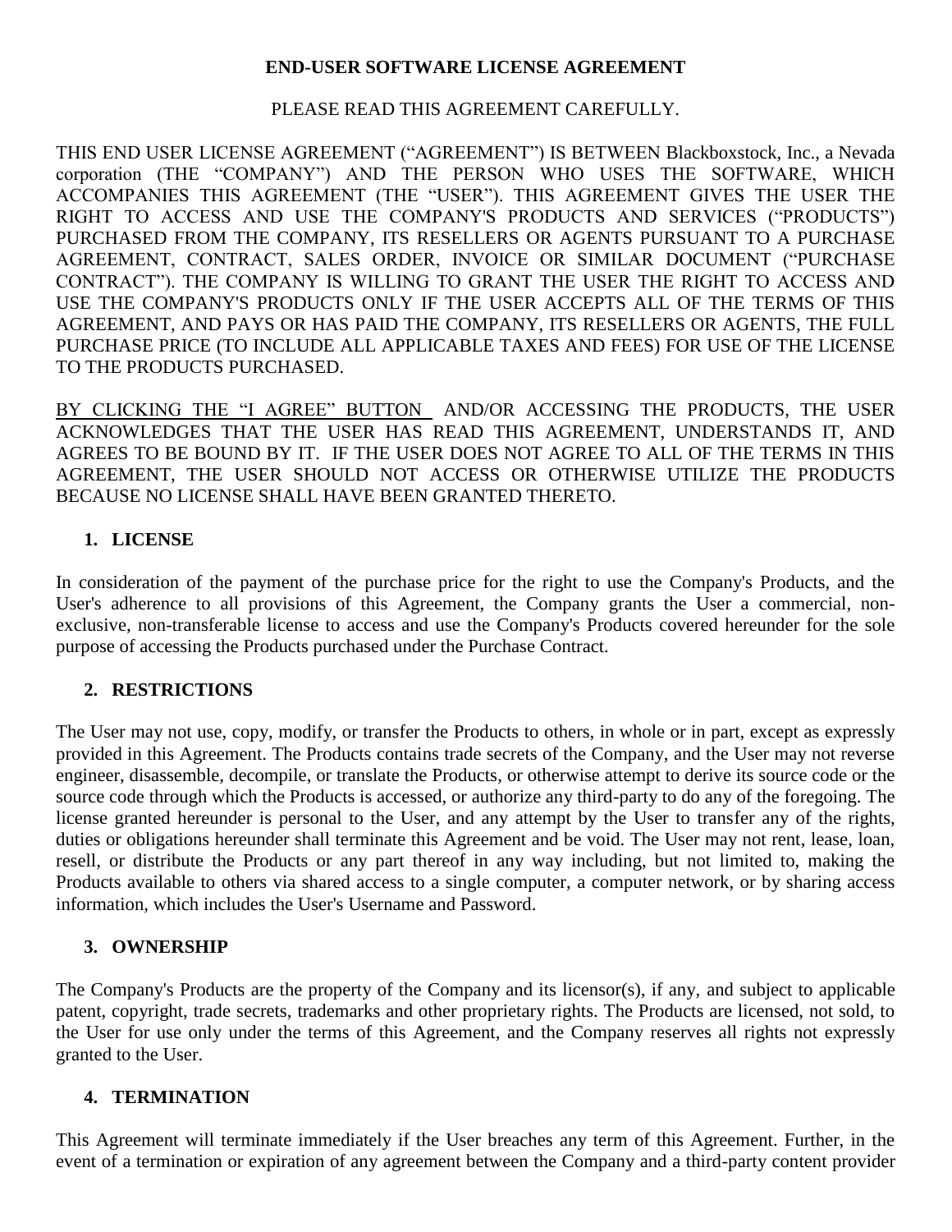**END-USER SOFTWARE LICENSE AGREEMENT**

PLEASE READ THIS AGREEMENT CAREFULLY.

THIS END USER LICENSE AGREEMENT ("AGREEMENT") IS BETWEEN Blackboxstock, Inc., a Nevada corporation (THE "COMPANY") AND THE PERSON WHO USES THE SOFTWARE, WHICH ACCOMPANIES THIS AGREEMENT (THE "USER"). THIS AGREEMENT GIVES THE USER THE RIGHT TO ACCESS AND USE THE COMPANY'S PRODUCTS AND SERVICES ("PRODUCTS") PURCHASED FROM THE COMPANY, ITS RESELLERS OR AGENTS PURSUANT TO A PURCHASE AGREEMENT, CONTRACT, SALES ORDER, INVOICE OR SIMILAR DOCUMENT ("PURCHASE CONTRACT"). THE COMPANY IS WILLING TO GRANT THE USER THE RIGHT TO ACCESS AND USE THE COMPANY'S PRODUCTS ONLY IF THE USER ACCEPTS ALL OF THE TERMS OF THIS AGREEMENT, AND PAYS OR HAS PAID THE COMPANY, ITS RESELLERS OR AGENTS, THE FULL PURCHASE PRICE (TO INCLUDE ALL APPLICABLE TAXES AND FEES) FOR USE OF THE LICENSE TO THE PRODUCTS PURCHASED.

<u>BY CLICKING THE "I AGREE" BUTTON</u> AND/OR ACCESSING THE PRODUCTS, THE USER ACKNOWLEDGES THAT THE USER HAS READ THIS AGREEMENT, UNDERSTANDS IT, AND AGREES TO BE BOUND BY IT. IF THE USER DOES NOT AGREE TO ALL OF THE TERMS IN THIS AGREEMENT, THE USER SHOULD NOT ACCESS OR OTHERWISE UTILIZE THE PRODUCTS BECAUSE NO LICENSE SHALL HAVE BEEN GRANTED THERETO.

## 1. LICENSE

In consideration of the payment of the purchase price for the right to use the Company's Products, and the User's adherence to all provisions of this Agreement, the Company grants the User a commercial, non-exclusive, non-transferable license to access and use the Company's Products covered hereunder for the sole purpose of accessing the Products purchased under the Purchase Contract.

## 2. RESTRICTIONS

The User may not use, copy, modify, or transfer the Products to others, in whole or in part, except as expressly provided in this Agreement. The Products contains trade secrets of the Company, and the User may not reverse engineer, disassemble, decompile, or translate the Products, or otherwise attempt to derive its source code or the source code through which the Products is accessed, or authorize any third-party to do any of the foregoing. The license granted hereunder is personal to the User, and any attempt by the User to transfer any of the rights, duties or obligations hereunder shall terminate this Agreement and be void. The User may not rent, lease, loan, resell, or distribute the Products or any part thereof in any way including, but not limited to, making the Products available to others via shared access to a single computer, a computer network, or by sharing access information, which includes the User's Username and Password.

## 3. OWNERSHIP

The Company's Products are the property of the Company and its licensor(s), if any, and subject to applicable patent, copyright, trade secrets, trademarks and other proprietary rights. The Products are licensed, not sold, to the User for use only under the terms of this Agreement, and the Company reserves all rights not expressly granted to the User.

## 4. TERMINATION

This Agreement will terminate immediately if the User breaches any term of this Agreement. Further, in the event of a termination or expiration of any agreement between the Company and a third-party content provider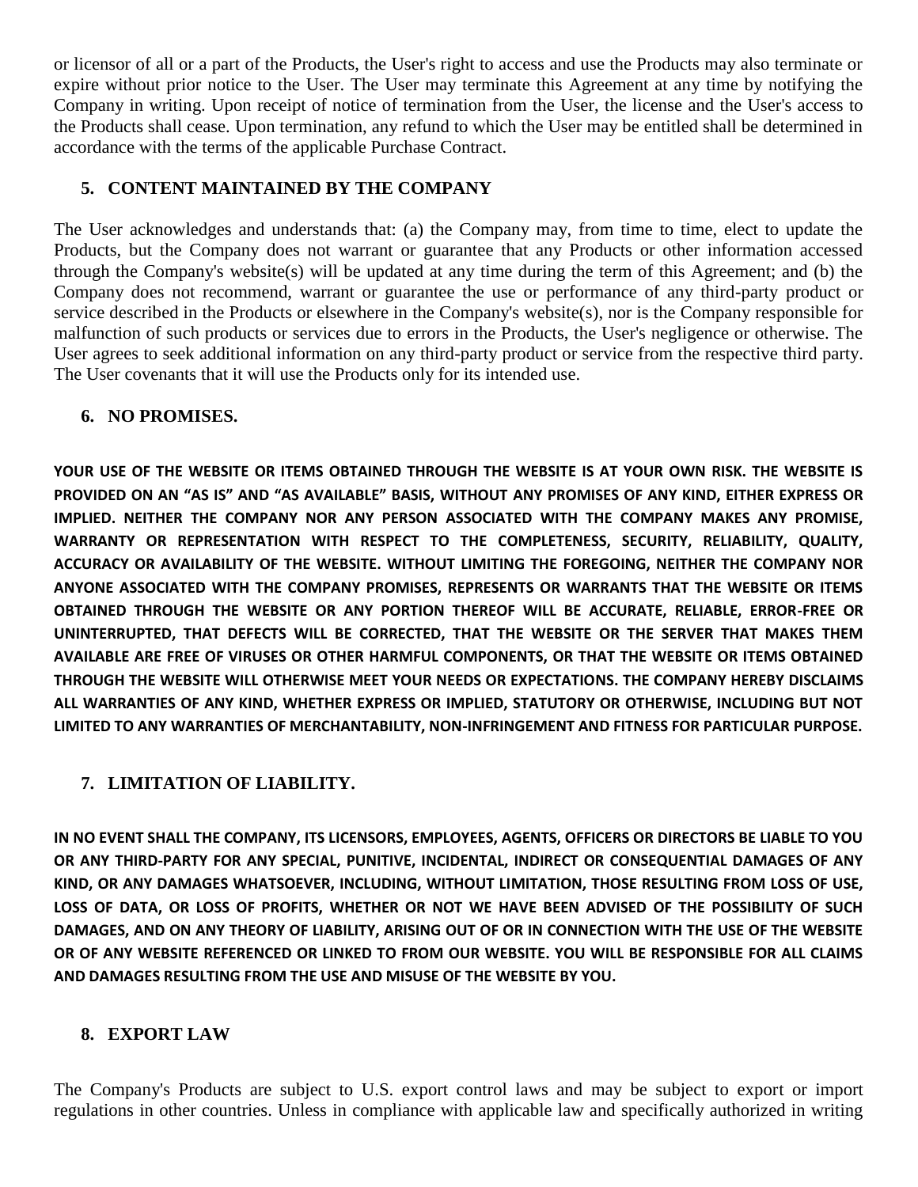or licensor of all or a part of the Products, the User's right to access and use the Products may also terminate or expire without prior notice to the User. The User may terminate this Agreement at any time by notifying the Company in writing. Upon receipt of notice of termination from the User, the license and the User's access to the Products shall cease. Upon termination, any refund to which the User may be entitled shall be determined in accordance with the terms of the applicable Purchase Contract.

## 5. CONTENT MAINTAINED BY THE COMPANY

The User acknowledges and understands that: (a) the Company may, from time to time, elect to update the Products, but the Company does not warrant or guarantee that any Products or other information accessed through the Company's website(s) will be updated at any time during the term of this Agreement; and (b) the Company does not recommend, warrant or guarantee the use or performance of any third-party product or service described in the Products or elsewhere in the Company's website(s), nor is the Company responsible for malfunction of such products or services due to errors in the Products, the User's negligence or otherwise. The User agrees to seek additional information on any third-party product or service from the respective third party. The User covenants that it will use the Products only for its intended use.

## 6. NO PROMISES.

**YOUR USE OF THE WEBSITE OR ITEMS OBTAINED THROUGH THE WEBSITE IS AT YOUR OWN RISK. THE WEBSITE IS PROVIDED ON AN “AS IS” AND “AS AVAILABLE” BASIS, WITHOUT ANY PROMISES OF ANY KIND, EITHER EXPRESS OR IMPLIED. NEITHER THE COMPANY NOR ANY PERSON ASSOCIATED WITH THE COMPANY MAKES ANY PROMISE, WARRANTY OR REPRESENTATION WITH RESPECT TO THE COMPLETENESS, SECURITY, RELIABILITY, QUALITY, ACCURACY OR AVAILABILITY OF THE WEBSITE. WITHOUT LIMITING THE FOREGOING, NEITHER THE COMPANY NOR ANYONE ASSOCIATED WITH THE COMPANY PROMISES, REPRESENTS OR WARRANTS THAT THE WEBSITE OR ITEMS OBTAINED THROUGH THE WEBSITE OR ANY PORTION THEREOF WILL BE ACCURATE, RELIABLE, ERROR-FREE OR UNINTERRUPTED, THAT DEFECTS WILL BE CORRECTED, THAT THE WEBSITE OR THE SERVER THAT MAKES THEM AVAILABLE ARE FREE OF VIRUSES OR OTHER HARMFUL COMPONENTS, OR THAT THE WEBSITE OR ITEMS OBTAINED THROUGH THE WEBSITE WILL OTHERWISE MEET YOUR NEEDS OR EXPECTATIONS. THE COMPANY HEREBY DISCLAIMS ALL WARRANTIES OF ANY KIND, WHETHER EXPRESS OR IMPLIED, STATUTORY OR OTHERWISE, INCLUDING BUT NOT LIMITED TO ANY WARRANTIES OF MERCHANTABILITY, NON-INFRINGEMENT AND FITNESS FOR PARTICULAR PURPOSE.**

## 7. LIMITATION OF LIABILITY.

**IN NO EVENT SHALL THE COMPANY, ITS LICENSORS, EMPLOYEES, AGENTS, OFFICERS OR DIRECTORS BE LIABLE TO YOU OR ANY THIRD-PARTY FOR ANY SPECIAL, PUNITIVE, INCIDENTAL, INDIRECT OR CONSEQUENTIAL DAMAGES OF ANY KIND, OR ANY DAMAGES WHATSOEVER, INCLUDING, WITHOUT LIMITATION, THOSE RESULTING FROM LOSS OF USE, LOSS OF DATA, OR LOSS OF PROFITS, WHETHER OR NOT WE HAVE BEEN ADVISED OF THE POSSIBILITY OF SUCH DAMAGES, AND ON ANY THEORY OF LIABILITY, ARISING OUT OF OR IN CONNECTION WITH THE USE OF THE WEBSITE OR OF ANY WEBSITE REFERENCED OR LINKED TO FROM OUR WEBSITE. YOU WILL BE RESPONSIBLE FOR ALL CLAIMS AND DAMAGES RESULTING FROM THE USE AND MISUSE OF THE WEBSITE BY YOU.**

## 8. EXPORT LAW

The Company's Products are subject to U.S. export control laws and may be subject to export or import regulations in other countries. Unless in compliance with applicable law and specifically authorized in writing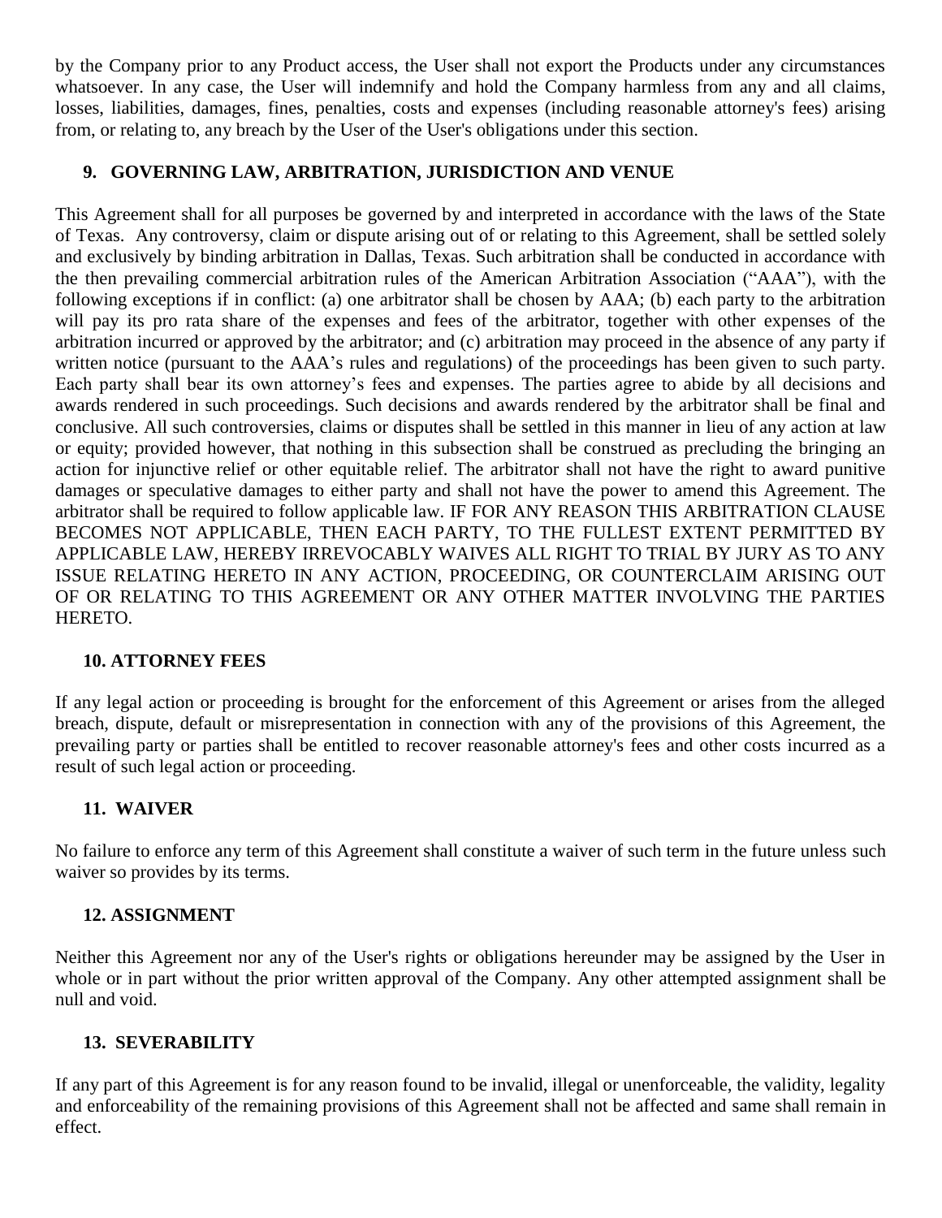by the Company prior to any Product access, the User shall not export the Products under any circumstances whatsoever. In any case, the User will indemnify and hold the Company harmless from any and all claims, losses, liabilities, damages, fines, penalties, costs and expenses (including reasonable attorney's fees) arising from, or relating to, any breach by the User of the User's obligations under this section.

## 9. GOVERNING LAW, ARBITRATION, JURISDICTION AND VENUE

This Agreement shall for all purposes be governed by and interpreted in accordance with the laws of the State of Texas. Any controversy, claim or dispute arising out of or relating to this Agreement, shall be settled solely and exclusively by binding arbitration in Dallas, Texas. Such arbitration shall be conducted in accordance with the then prevailing commercial arbitration rules of the American Arbitration Association ("AAA"), with the following exceptions if in conflict: (a) one arbitrator shall be chosen by AAA; (b) each party to the arbitration will pay its pro rata share of the expenses and fees of the arbitrator, together with other expenses of the arbitration incurred or approved by the arbitrator; and (c) arbitration may proceed in the absence of any party if written notice (pursuant to the AAA's rules and regulations) of the proceedings has been given to such party. Each party shall bear its own attorney's fees and expenses. The parties agree to abide by all decisions and awards rendered in such proceedings. Such decisions and awards rendered by the arbitrator shall be final and conclusive. All such controversies, claims or disputes shall be settled in this manner in lieu of any action at law or equity; provided however, that nothing in this subsection shall be construed as precluding the bringing an action for injunctive relief or other equitable relief. The arbitrator shall not have the right to award punitive damages or speculative damages to either party and shall not have the power to amend this Agreement. The arbitrator shall be required to follow applicable law. IF FOR ANY REASON THIS ARBITRATION CLAUSE BECOMES NOT APPLICABLE, THEN EACH PARTY, TO THE FULLEST EXTENT PERMITTED BY APPLICABLE LAW, HEREBY IRREVOCABLY WAIVES ALL RIGHT TO TRIAL BY JURY AS TO ANY ISSUE RELATING HERETO IN ANY ACTION, PROCEEDING, OR COUNTERCLAIM ARISING OUT OF OR RELATING TO THIS AGREEMENT OR ANY OTHER MATTER INVOLVING THE PARTIES HERETO.

## 10. ATTORNEY FEES

If any legal action or proceeding is brought for the enforcement of this Agreement or arises from the alleged breach, dispute, default or misrepresentation in connection with any of the provisions of this Agreement, the prevailing party or parties shall be entitled to recover reasonable attorney's fees and other costs incurred as a result of such legal action or proceeding.

## 11. WAIVER

No failure to enforce any term of this Agreement shall constitute a waiver of such term in the future unless such waiver so provides by its terms.

## 12. ASSIGNMENT

Neither this Agreement nor any of the User's rights or obligations hereunder may be assigned by the User in whole or in part without the prior written approval of the Company. Any other attempted assignment shall be null and void.

## 13. SEVERABILITY

If any part of this Agreement is for any reason found to be invalid, illegal or unenforceable, the validity, legality and enforceability of the remaining provisions of this Agreement shall not be affected and same shall remain in effect.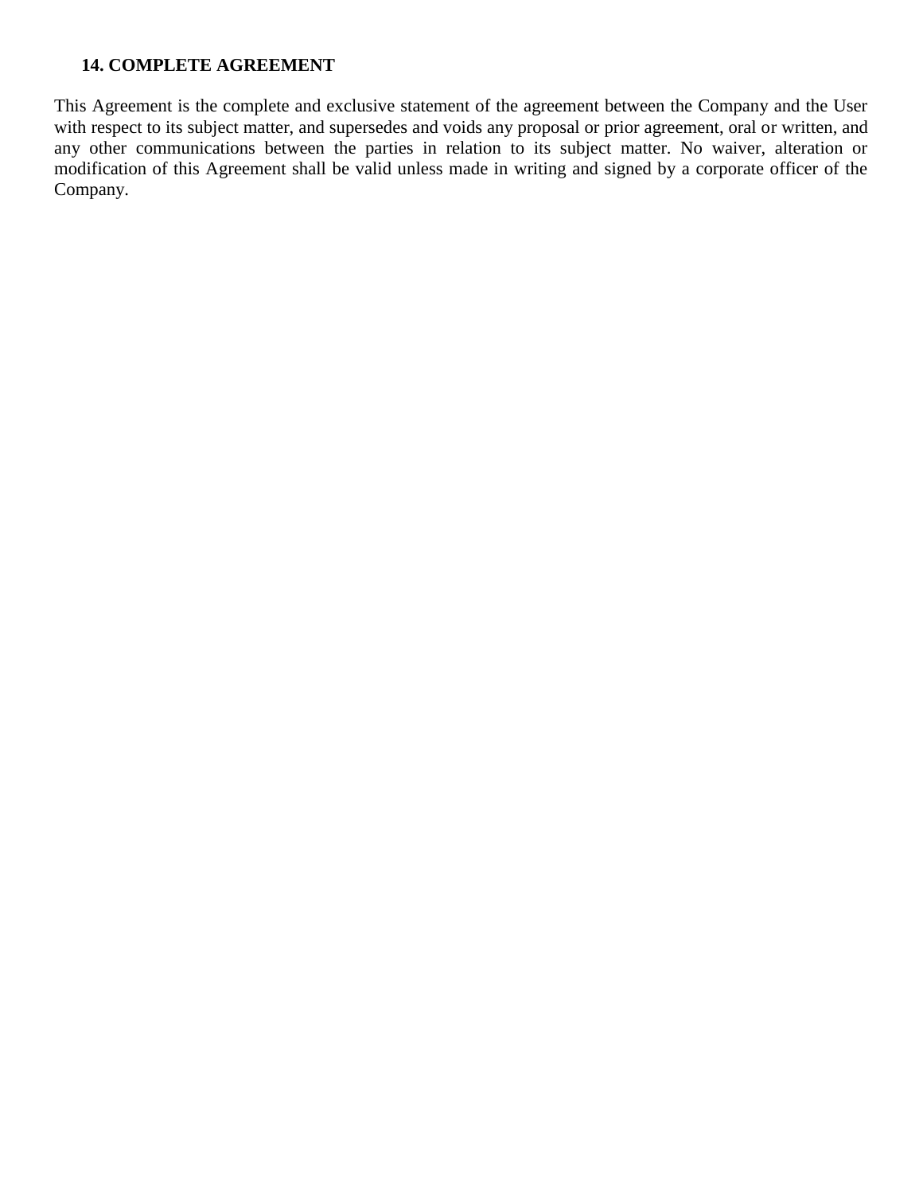### 14. COMPLETE AGREEMENT

This Agreement is the complete and exclusive statement of the agreement between the Company and the User with respect to its subject matter, and supersedes and voids any proposal or prior agreement, oral or written, and any other communications between the parties in relation to its subject matter. No waiver, alteration or modification of this Agreement shall be valid unless made in writing and signed by a corporate officer of the Company.